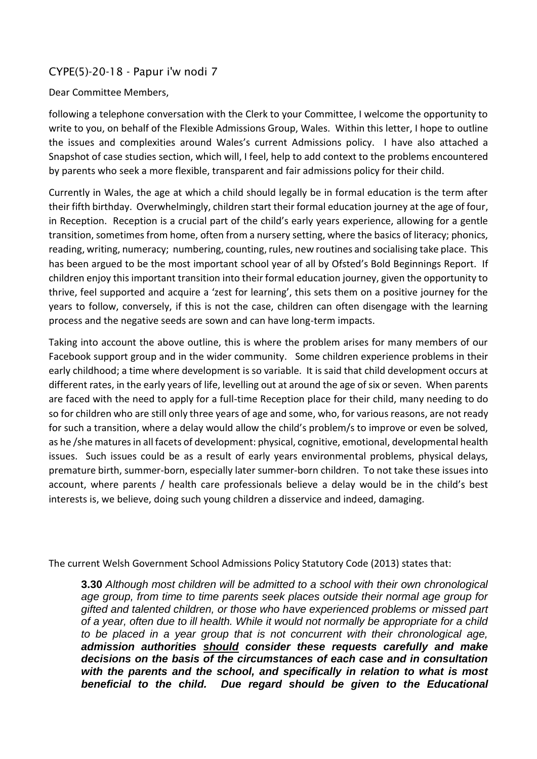CYPE(5)-20-18 - Papur i'w nodi 7

Dear Committee Members,

following a telephone conversation with the Clerk to your Committee, I welcome the opportunity to write to you, on behalf of the Flexible Admissions Group, Wales. Within this letter, I hope to outline the issues and complexities around Wales's current Admissions policy. I have also attached a Snapshot of case studies section, which will, I feel, help to add context to the problems encountered by parents who seek a more flexible, transparent and fair admissions policy for their child.

Currently in Wales, the age at which a child should legally be in formal education is the term after their fifth birthday. Overwhelmingly, children start their formal education journey at the age of four, in Reception. Reception is a crucial part of the child's early years experience, allowing for a gentle transition, sometimes from home, often from a nursery setting, where the basics of literacy; phonics, reading, writing, numeracy; numbering, counting, rules, new routines and socialising take place. This has been argued to be the most important school year of all by Ofsted's Bold Beginnings Report. If children enjoy this important transition into their formal education journey, given the opportunity to thrive, feel supported and acquire a 'zest for learning', this sets them on a positive journey for the years to follow, conversely, if this is not the case, children can often disengage with the learning process and the negative seeds are sown and can have long-term impacts.

Taking into account the above outline, this is where the problem arises for many members of our Facebook support group and in the wider community. Some children experience problems in their early childhood; a time where development is so variable. It is said that child development occurs at different rates, in the early years of life, levelling out at around the age of six or seven. When parents are faced with the need to apply for a full-time Reception place for their child, many needing to do so for children who are still only three years of age and some, who, for various reasons, are not ready for such a transition, where a delay would allow the child's problem/s to improve or even be solved, as he /she matures in all facets of development: physical, cognitive, emotional, developmental health issues. Such issues could be as a result of early years environmental problems, physical delays, premature birth, summer-born, especially later summer-born children. To not take these issues into account, where parents / health care professionals believe a delay would be in the child's best interests is, we believe, doing such young children a disservice and indeed, damaging.

The current Welsh Government School Admissions Policy Statutory Code (2013) states that:

> **3.30** *Although most children will be admitted to a school with their own chronological age group, from time to time parents seek places outside their normal age group for gifted and talented children, or those who have experienced problems or missed part of a year, often due to ill health. While it would not normally be appropriate for a child to be placed in a year group that is not concurrent with their chronological age,* ***admission authorities <u>should</u> consider these requests carefully and make decisions on the basis of the circumstances of each case and in consultation with the parents and the school, and specifically in relation to what is most beneficial to the child. Due regard should be given to the Educational***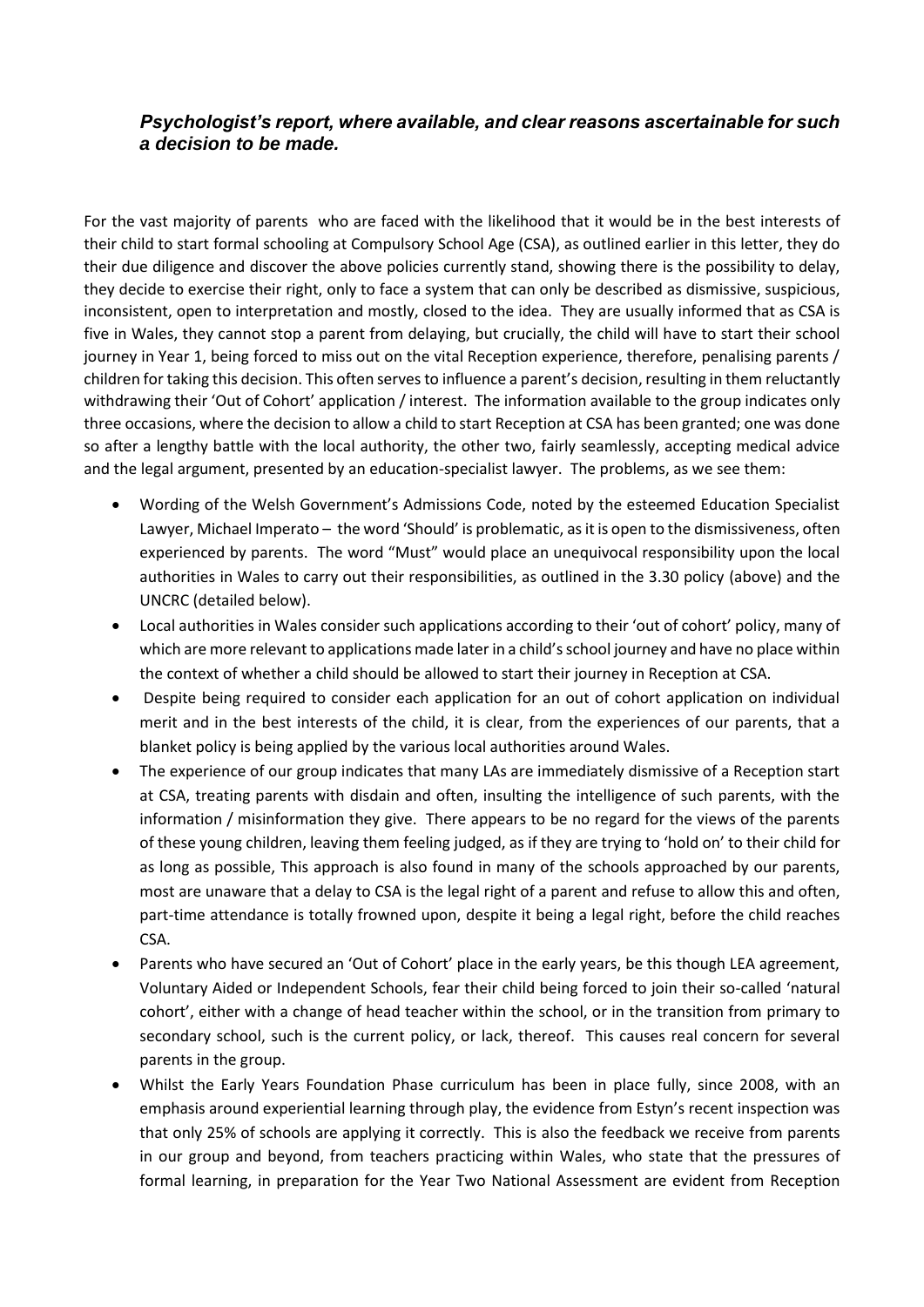*Psychologist's report, where available, and clear reasons ascertainable for such a decision to be made.*

For the vast majority of parents who are faced with the likelihood that it would be in the best interests of their child to start formal schooling at Compulsory School Age (CSA), as outlined earlier in this letter, they do their due diligence and discover the above policies currently stand, showing there is the possibility to delay, they decide to exercise their right, only to face a system that can only be described as dismissive, suspicious, inconsistent, open to interpretation and mostly, closed to the idea. They are usually informed that as CSA is five in Wales, they cannot stop a parent from delaying, but crucially, the child will have to start their school journey in Year 1, being forced to miss out on the vital Reception experience, therefore, penalising parents / children for taking this decision. This often serves to influence a parent's decision, resulting in them reluctantly withdrawing their 'Out of Cohort' application / interest. The information available to the group indicates only three occasions, where the decision to allow a child to start Reception at CSA has been granted; one was done so after a lengthy battle with the local authority, the other two, fairly seamlessly, accepting medical advice and the legal argument, presented by an education-specialist lawyer. The problems, as we see them:

- Wording of the Welsh Government's Admissions Code, noted by the esteemed Education Specialist Lawyer, Michael Imperato – the word 'Should' is problematic, as it is open to the dismissiveness, often experienced by parents. The word "Must" would place an unequivocal responsibility upon the local authorities in Wales to carry out their responsibilities, as outlined in the 3.30 policy (above) and the UNCRC (detailed below).
- Local authorities in Wales consider such applications according to their 'out of cohort' policy, many of which are more relevant to applications made later in a child's school journey and have no place within the context of whether a child should be allowed to start their journey in Reception at CSA.
- Despite being required to consider each application for an out of cohort application on individual merit and in the best interests of the child, it is clear, from the experiences of our parents, that a blanket policy is being applied by the various local authorities around Wales.
- The experience of our group indicates that many LAs are immediately dismissive of a Reception start at CSA, treating parents with disdain and often, insulting the intelligence of such parents, with the information / misinformation they give. There appears to be no regard for the views of the parents of these young children, leaving them feeling judged, as if they are trying to 'hold on' to their child for as long as possible, This approach is also found in many of the schools approached by our parents, most are unaware that a delay to CSA is the legal right of a parent and refuse to allow this and often, part-time attendance is totally frowned upon, despite it being a legal right, before the child reaches CSA.
- Parents who have secured an 'Out of Cohort' place in the early years, be this though LEA agreement, Voluntary Aided or Independent Schools, fear their child being forced to join their so-called 'natural cohort', either with a change of head teacher within the school, or in the transition from primary to secondary school, such is the current policy, or lack, thereof. This causes real concern for several parents in the group.
- Whilst the Early Years Foundation Phase curriculum has been in place fully, since 2008, with an emphasis around experiential learning through play, the evidence from Estyn's recent inspection was that only 25% of schools are applying it correctly. This is also the feedback we receive from parents in our group and beyond, from teachers practicing within Wales, who state that the pressures of formal learning, in preparation for the Year Two National Assessment are evident from Reception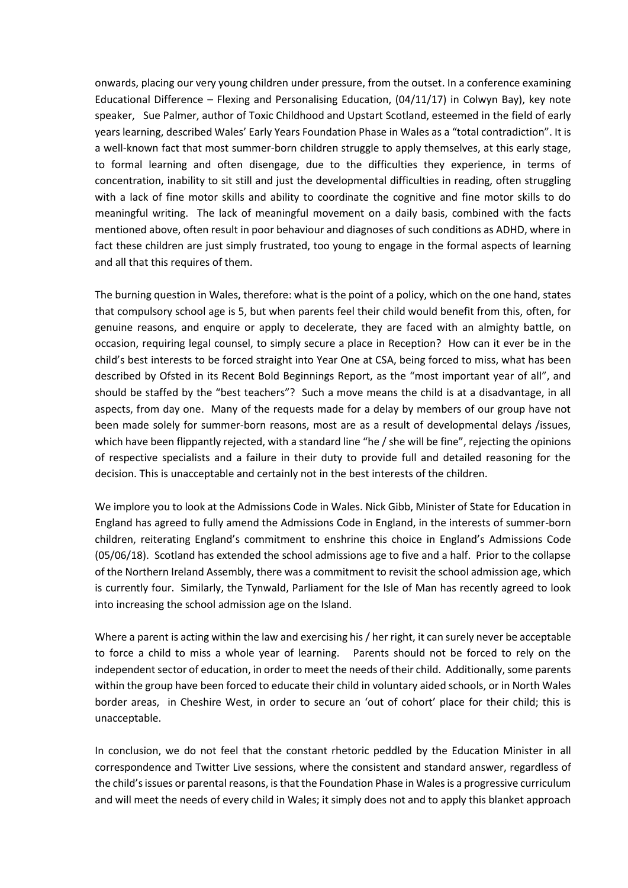onwards, placing our very young children under pressure, from the outset. In a conference examining Educational Difference – Flexing and Personalising Education, (04/11/17) in Colwyn Bay), key note speaker, Sue Palmer, author of Toxic Childhood and Upstart Scotland, esteemed in the field of early years learning, described Wales' Early Years Foundation Phase in Wales as a "total contradiction". It is a well-known fact that most summer-born children struggle to apply themselves, at this early stage, to formal learning and often disengage, due to the difficulties they experience, in terms of concentration, inability to sit still and just the developmental difficulties in reading, often struggling with a lack of fine motor skills and ability to coordinate the cognitive and fine motor skills to do meaningful writing. The lack of meaningful movement on a daily basis, combined with the facts mentioned above, often result in poor behaviour and diagnoses of such conditions as ADHD, where in fact these children are just simply frustrated, too young to engage in the formal aspects of learning and all that this requires of them.

The burning question in Wales, therefore: what is the point of a policy, which on the one hand, states that compulsory school age is 5, but when parents feel their child would benefit from this, often, for genuine reasons, and enquire or apply to decelerate, they are faced with an almighty battle, on occasion, requiring legal counsel, to simply secure a place in Reception? How can it ever be in the child's best interests to be forced straight into Year One at CSA, being forced to miss, what has been described by Ofsted in its Recent Bold Beginnings Report, as the "most important year of all", and should be staffed by the "best teachers"? Such a move means the child is at a disadvantage, in all aspects, from day one. Many of the requests made for a delay by members of our group have not been made solely for summer-born reasons, most are as a result of developmental delays /issues, which have been flippantly rejected, with a standard line "he / she will be fine", rejecting the opinions of respective specialists and a failure in their duty to provide full and detailed reasoning for the decision. This is unacceptable and certainly not in the best interests of the children.

We implore you to look at the Admissions Code in Wales. Nick Gibb, Minister of State for Education in England has agreed to fully amend the Admissions Code in England, in the interests of summer-born children, reiterating England's commitment to enshrine this choice in England's Admissions Code (05/06/18). Scotland has extended the school admissions age to five and a half. Prior to the collapse of the Northern Ireland Assembly, there was a commitment to revisit the school admission age, which is currently four. Similarly, the Tynwald, Parliament for the Isle of Man has recently agreed to look into increasing the school admission age on the Island.

Where a parent is acting within the law and exercising his / her right, it can surely never be acceptable to force a child to miss a whole year of learning. Parents should not be forced to rely on the independent sector of education, in order to meet the needs of their child. Additionally, some parents within the group have been forced to educate their child in voluntary aided schools, or in North Wales border areas, in Cheshire West, in order to secure an 'out of cohort' place for their child; this is unacceptable.

In conclusion, we do not feel that the constant rhetoric peddled by the Education Minister in all correspondence and Twitter Live sessions, where the consistent and standard answer, regardless of the child's issues or parental reasons, is that the Foundation Phase in Wales is a progressive curriculum and will meet the needs of every child in Wales; it simply does not and to apply this blanket approach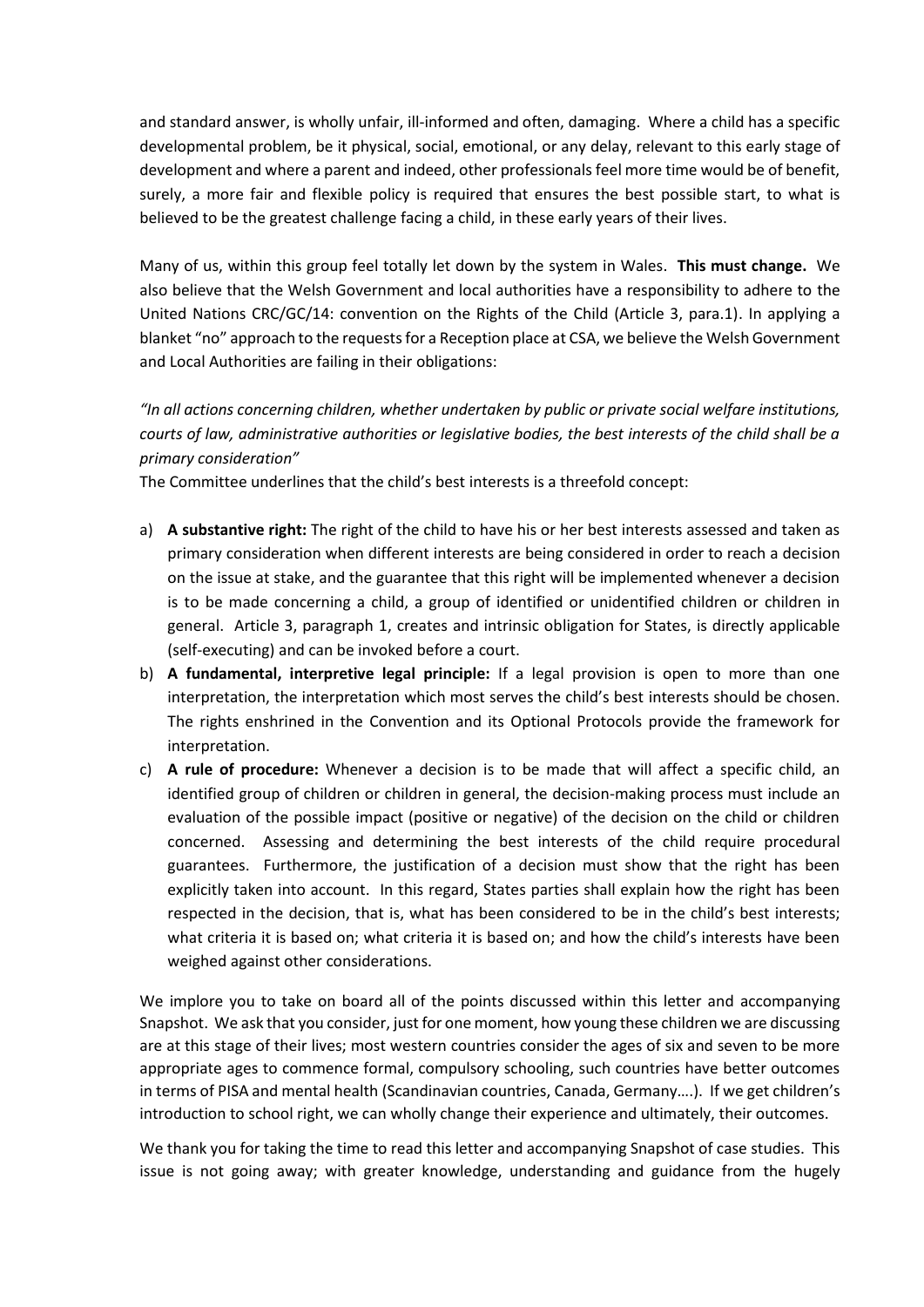and standard answer, is wholly unfair, ill-informed and often, damaging. Where a child has a specific developmental problem, be it physical, social, emotional, or any delay, relevant to this early stage of development and where a parent and indeed, other professionals feel more time would be of benefit, surely, a more fair and flexible policy is required that ensures the best possible start, to what is believed to be the greatest challenge facing a child, in these early years of their lives.

Many of us, within this group feel totally let down by the system in Wales. **This must change.** We also believe that the Welsh Government and local authorities have a responsibility to adhere to the United Nations CRC/GC/14: convention on the Rights of the Child (Article 3, para.1). In applying a blanket "no" approach to the requests for a Reception place at CSA, we believe the Welsh Government and Local Authorities are failing in their obligations:

*"In all actions concerning children, whether undertaken by public or private social welfare institutions, courts of law, administrative authorities or legislative bodies, the best interests of the child shall be a primary consideration"*

The Committee underlines that the child's best interests is a threefold concept:

a) **A substantive right:** The right of the child to have his or her best interests assessed and taken as primary consideration when different interests are being considered in order to reach a decision on the issue at stake, and the guarantee that this right will be implemented whenever a decision is to be made concerning a child, a group of identified or unidentified children or children in general. Article 3, paragraph 1, creates and intrinsic obligation for States, is directly applicable (self-executing) and can be invoked before a court.
b) **A fundamental, interpretive legal principle:** If a legal provision is open to more than one interpretation, the interpretation which most serves the child's best interests should be chosen. The rights enshrined in the Convention and its Optional Protocols provide the framework for interpretation.
c) **A rule of procedure:** Whenever a decision is to be made that will affect a specific child, an identified group of children or children in general, the decision-making process must include an evaluation of the possible impact (positive or negative) of the decision on the child or children concerned. Assessing and determining the best interests of the child require procedural guarantees. Furthermore, the justification of a decision must show that the right has been explicitly taken into account. In this regard, States parties shall explain how the right has been respected in the decision, that is, what has been considered to be in the child's best interests; what criteria it is based on; what criteria it is based on; and how the child's interests have been weighed against other considerations.

We implore you to take on board all of the points discussed within this letter and accompanying Snapshot. We ask that you consider, just for one moment, how young these children we are discussing are at this stage of their lives; most western countries consider the ages of six and seven to be more appropriate ages to commence formal, compulsory schooling, such countries have better outcomes in terms of PISA and mental health (Scandinavian countries, Canada, Germany….). If we get children's introduction to school right, we can wholly change their experience and ultimately, their outcomes.

We thank you for taking the time to read this letter and accompanying Snapshot of case studies. This issue is not going away; with greater knowledge, understanding and guidance from the hugely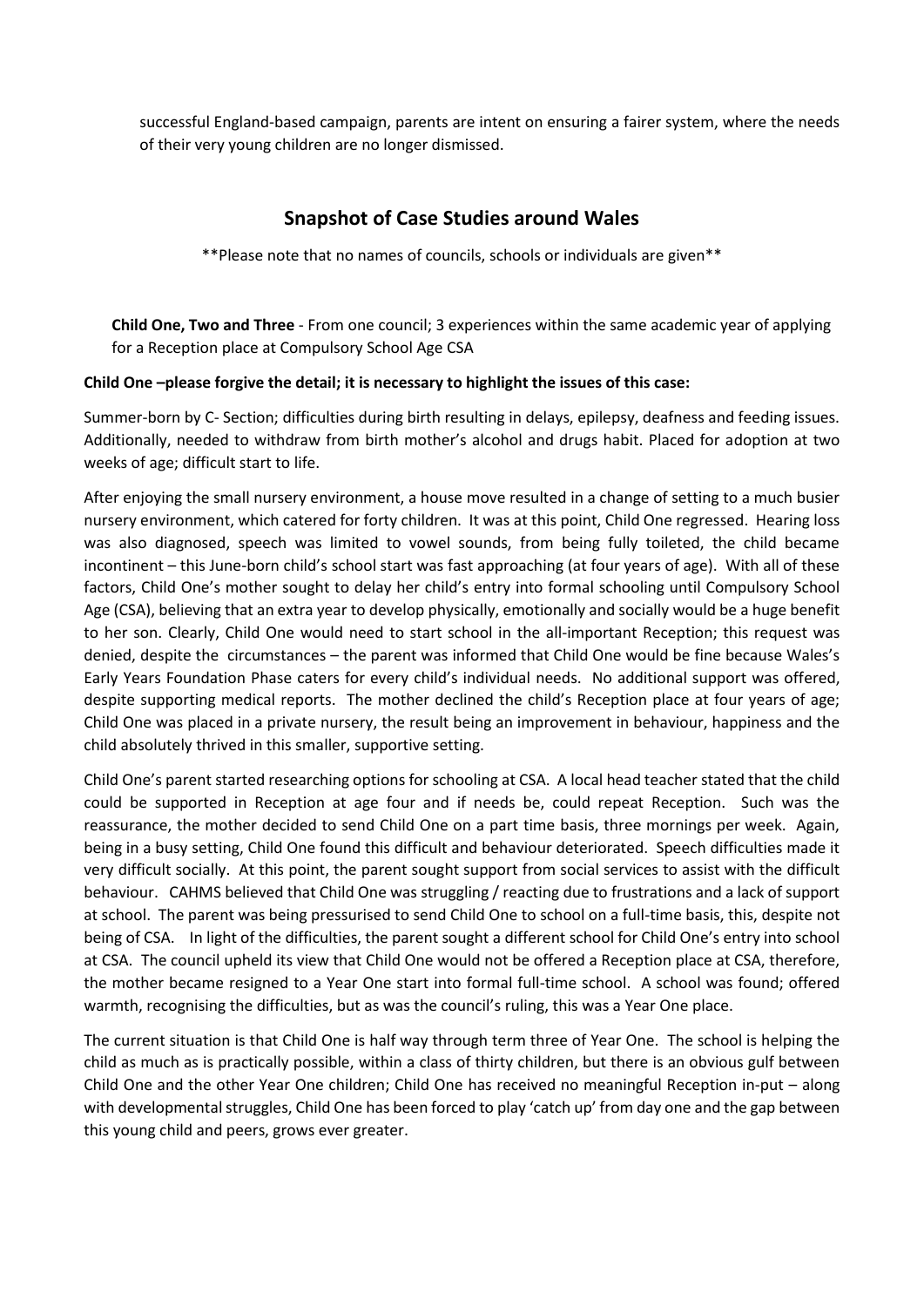successful England-based campaign, parents are intent on ensuring a fairer system, where the needs of their very young children are no longer dismissed.

## Snapshot of Case Studies around Wales

**Please note that no names of councils, schools or individuals are given**

**Child One, Two and Three** - From one council; 3 experiences within the same academic year of applying for a Reception place at Compulsory School Age CSA

**Child One –please forgive the detail; it is necessary to highlight the issues of this case:**

Summer-born by C- Section; difficulties during birth resulting in delays, epilepsy, deafness and feeding issues. Additionally, needed to withdraw from birth mother's alcohol and drugs habit. Placed for adoption at two weeks of age; difficult start to life.

After enjoying the small nursery environment, a house move resulted in a change of setting to a much busier nursery environment, which catered for forty children. It was at this point, Child One regressed. Hearing loss was also diagnosed, speech was limited to vowel sounds, from being fully toileted, the child became incontinent – this June-born child's school start was fast approaching (at four years of age). With all of these factors, Child One's mother sought to delay her child's entry into formal schooling until Compulsory School Age (CSA), believing that an extra year to develop physically, emotionally and socially would be a huge benefit to her son. Clearly, Child One would need to start school in the all-important Reception; this request was denied, despite the circumstances – the parent was informed that Child One would be fine because Wales's Early Years Foundation Phase caters for every child's individual needs. No additional support was offered, despite supporting medical reports. The mother declined the child's Reception place at four years of age; Child One was placed in a private nursery, the result being an improvement in behaviour, happiness and the child absolutely thrived in this smaller, supportive setting.

Child One's parent started researching options for schooling at CSA. A local head teacher stated that the child could be supported in Reception at age four and if needs be, could repeat Reception. Such was the reassurance, the mother decided to send Child One on a part time basis, three mornings per week. Again, being in a busy setting, Child One found this difficult and behaviour deteriorated. Speech difficulties made it very difficult socially. At this point, the parent sought support from social services to assist with the difficult behaviour. CAHMS believed that Child One was struggling / reacting due to frustrations and a lack of support at school. The parent was being pressurised to send Child One to school on a full-time basis, this, despite not being of CSA. In light of the difficulties, the parent sought a different school for Child One's entry into school at CSA. The council upheld its view that Child One would not be offered a Reception place at CSA, therefore, the mother became resigned to a Year One start into formal full-time school. A school was found; offered warmth, recognising the difficulties, but as was the council's ruling, this was a Year One place.

The current situation is that Child One is half way through term three of Year One. The school is helping the child as much as is practically possible, within a class of thirty children, but there is an obvious gulf between Child One and the other Year One children; Child One has received no meaningful Reception in-put – along with developmental struggles, Child One has been forced to play 'catch up' from day one and the gap between this young child and peers, grows ever greater.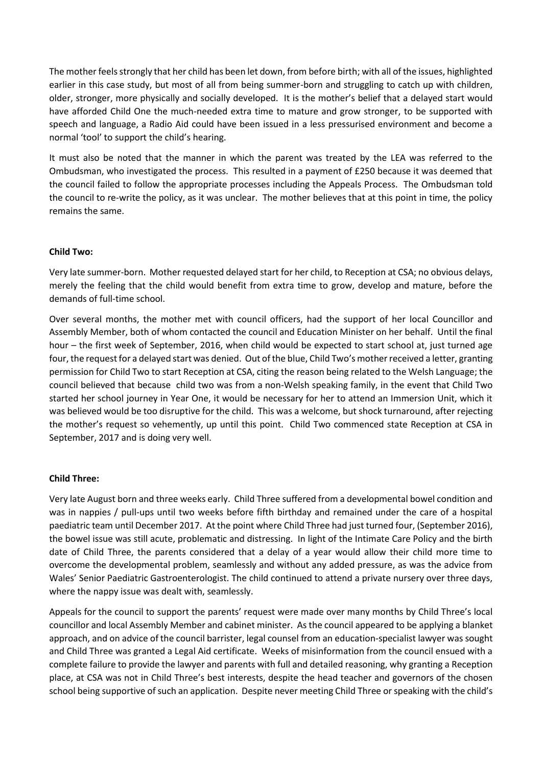The mother feels strongly that her child has been let down, from before birth; with all of the issues, highlighted earlier in this case study, but most of all from being summer-born and struggling to catch up with children, older, stronger, more physically and socially developed. It is the mother's belief that a delayed start would have afforded Child One the much-needed extra time to mature and grow stronger, to be supported with speech and language, a Radio Aid could have been issued in a less pressurised environment and become a normal 'tool' to support the child's hearing.

It must also be noted that the manner in which the parent was treated by the LEA was referred to the Ombudsman, who investigated the process. This resulted in a payment of £250 because it was deemed that the council failed to follow the appropriate processes including the Appeals Process. The Ombudsman told the council to re-write the policy, as it was unclear. The mother believes that at this point in time, the policy remains the same.

**Child Two:**

Very late summer-born. Mother requested delayed start for her child, to Reception at CSA; no obvious delays, merely the feeling that the child would benefit from extra time to grow, develop and mature, before the demands of full-time school.

Over several months, the mother met with council officers, had the support of her local Councillor and Assembly Member, both of whom contacted the council and Education Minister on her behalf. Until the final hour – the first week of September, 2016, when child would be expected to start school at, just turned age four, the request for a delayed start was denied. Out of the blue, Child Two's mother received a letter, granting permission for Child Two to start Reception at CSA, citing the reason being related to the Welsh Language; the council believed that because child two was from a non-Welsh speaking family, in the event that Child Two started her school journey in Year One, it would be necessary for her to attend an Immersion Unit, which it was believed would be too disruptive for the child. This was a welcome, but shock turnaround, after rejecting the mother's request so vehemently, up until this point. Child Two commenced state Reception at CSA in September, 2017 and is doing very well.

**Child Three:**

Very late August born and three weeks early. Child Three suffered from a developmental bowel condition and was in nappies / pull-ups until two weeks before fifth birthday and remained under the care of a hospital paediatric team until December 2017. At the point where Child Three had just turned four, (September 2016), the bowel issue was still acute, problematic and distressing. In light of the Intimate Care Policy and the birth date of Child Three, the parents considered that a delay of a year would allow their child more time to overcome the developmental problem, seamlessly and without any added pressure, as was the advice from Wales' Senior Paediatric Gastroenterologist. The child continued to attend a private nursery over three days, where the nappy issue was dealt with, seamlessly.

Appeals for the council to support the parents' request were made over many months by Child Three's local councillor and local Assembly Member and cabinet minister. As the council appeared to be applying a blanket approach, and on advice of the council barrister, legal counsel from an education-specialist lawyer was sought and Child Three was granted a Legal Aid certificate. Weeks of misinformation from the council ensued with a complete failure to provide the lawyer and parents with full and detailed reasoning, why granting a Reception place, at CSA was not in Child Three's best interests, despite the head teacher and governors of the chosen school being supportive of such an application. Despite never meeting Child Three or speaking with the child's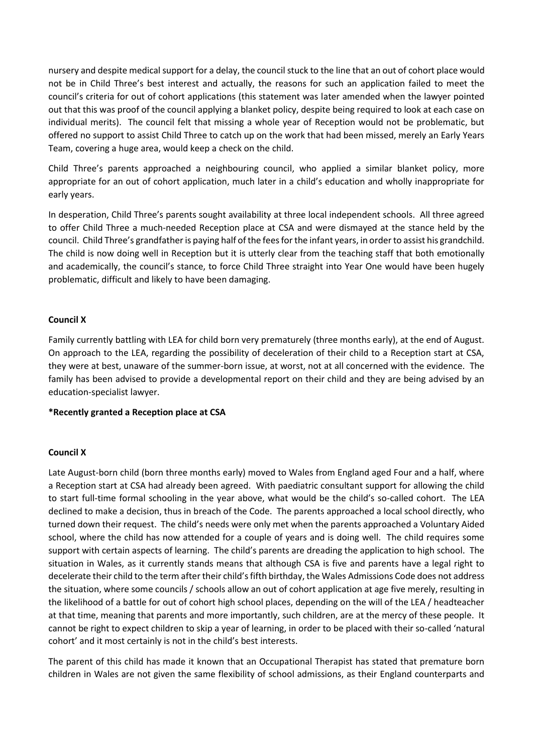nursery and despite medical support for a delay, the council stuck to the line that an out of cohort place would not be in Child Three's best interest and actually, the reasons for such an application failed to meet the council's criteria for out of cohort applications (this statement was later amended when the lawyer pointed out that this was proof of the council applying a blanket policy, despite being required to look at each case on individual merits). The council felt that missing a whole year of Reception would not be problematic, but offered no support to assist Child Three to catch up on the work that had been missed, merely an Early Years Team, covering a huge area, would keep a check on the child.

Child Three's parents approached a neighbouring council, who applied a similar blanket policy, more appropriate for an out of cohort application, much later in a child's education and wholly inappropriate for early years.

In desperation, Child Three's parents sought availability at three local independent schools. All three agreed to offer Child Three a much-needed Reception place at CSA and were dismayed at the stance held by the council. Child Three's grandfather is paying half of the fees for the infant years, in order to assist his grandchild. The child is now doing well in Reception but it is utterly clear from the teaching staff that both emotionally and academically, the council's stance, to force Child Three straight into Year One would have been hugely problematic, difficult and likely to have been damaging.

**Council X**

Family currently battling with LEA for child born very prematurely (three months early), at the end of August. On approach to the LEA, regarding the possibility of deceleration of their child to a Reception start at CSA, they were at best, unaware of the summer-born issue, at worst, not at all concerned with the evidence. The family has been advised to provide a developmental report on their child and they are being advised by an education-specialist lawyer.

**\*Recently granted a Reception place at CSA**

**Council X**

Late August-born child (born three months early) moved to Wales from England aged Four and a half, where a Reception start at CSA had already been agreed. With paediatric consultant support for allowing the child to start full-time formal schooling in the year above, what would be the child's so-called cohort. The LEA declined to make a decision, thus in breach of the Code. The parents approached a local school directly, who turned down their request. The child's needs were only met when the parents approached a Voluntary Aided school, where the child has now attended for a couple of years and is doing well. The child requires some support with certain aspects of learning. The child's parents are dreading the application to high school. The situation in Wales, as it currently stands means that although CSA is five and parents have a legal right to decelerate their child to the term after their child's fifth birthday, the Wales Admissions Code does not address the situation, where some councils / schools allow an out of cohort application at age five merely, resulting in the likelihood of a battle for out of cohort high school places, depending on the will of the LEA / headteacher at that time, meaning that parents and more importantly, such children, are at the mercy of these people. It cannot be right to expect children to skip a year of learning, in order to be placed with their so-called 'natural cohort' and it most certainly is not in the child's best interests.

The parent of this child has made it known that an Occupational Therapist has stated that premature born children in Wales are not given the same flexibility of school admissions, as their England counterparts and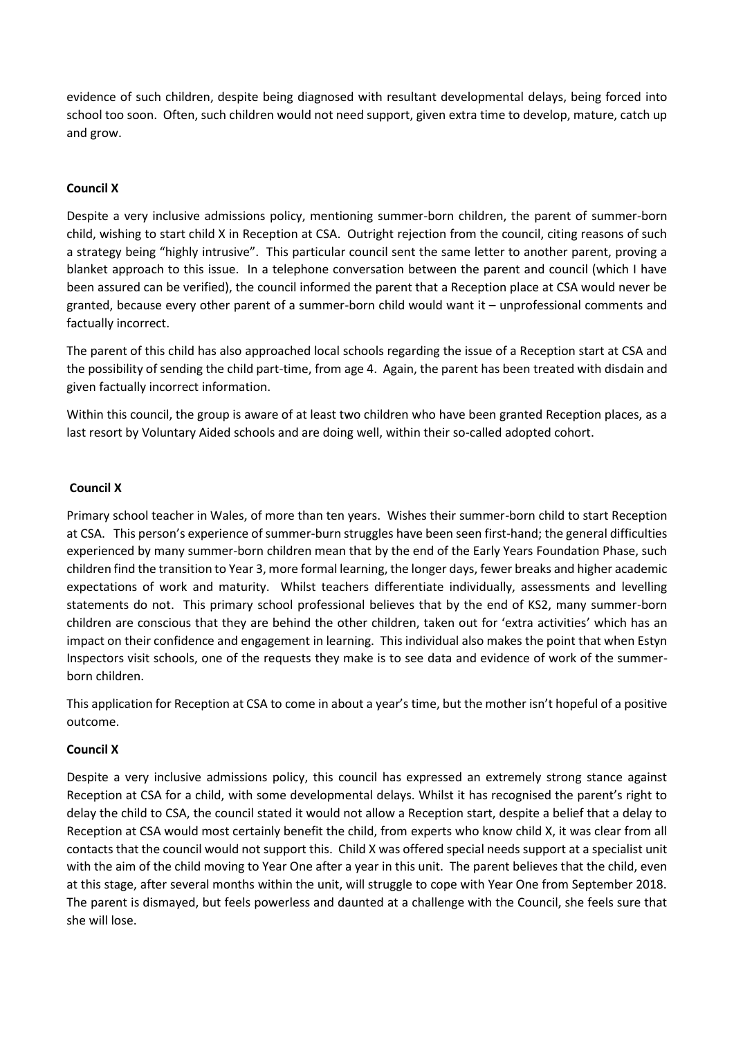evidence of such children, despite being diagnosed with resultant developmental delays, being forced into school too soon. Often, such children would not need support, given extra time to develop, mature, catch up and grow.

**Council X**

Despite a very inclusive admissions policy, mentioning summer-born children, the parent of summer-born child, wishing to start child X in Reception at CSA. Outright rejection from the council, citing reasons of such a strategy being "highly intrusive". This particular council sent the same letter to another parent, proving a blanket approach to this issue. In a telephone conversation between the parent and council (which I have been assured can be verified), the council informed the parent that a Reception place at CSA would never be granted, because every other parent of a summer-born child would want it – unprofessional comments and factually incorrect.

The parent of this child has also approached local schools regarding the issue of a Reception start at CSA and the possibility of sending the child part-time, from age 4. Again, the parent has been treated with disdain and given factually incorrect information.

Within this council, the group is aware of at least two children who have been granted Reception places, as a last resort by Voluntary Aided schools and are doing well, within their so-called adopted cohort.

**Council X**

Primary school teacher in Wales, of more than ten years. Wishes their summer-born child to start Reception at CSA. This person's experience of summer-burn struggles have been seen first-hand; the general difficulties experienced by many summer-born children mean that by the end of the Early Years Foundation Phase, such children find the transition to Year 3, more formal learning, the longer days, fewer breaks and higher academic expectations of work and maturity. Whilst teachers differentiate individually, assessments and levelling statements do not. This primary school professional believes that by the end of KS2, many summer-born children are conscious that they are behind the other children, taken out for 'extra activities' which has an impact on their confidence and engagement in learning. This individual also makes the point that when Estyn Inspectors visit schools, one of the requests they make is to see data and evidence of work of the summer-born children.

This application for Reception at CSA to come in about a year's time, but the mother isn't hopeful of a positive outcome.

**Council X**

Despite a very inclusive admissions policy, this council has expressed an extremely strong stance against Reception at CSA for a child, with some developmental delays. Whilst it has recognised the parent's right to delay the child to CSA, the council stated it would not allow a Reception start, despite a belief that a delay to Reception at CSA would most certainly benefit the child, from experts who know child X, it was clear from all contacts that the council would not support this. Child X was offered special needs support at a specialist unit with the aim of the child moving to Year One after a year in this unit. The parent believes that the child, even at this stage, after several months within the unit, will struggle to cope with Year One from September 2018. The parent is dismayed, but feels powerless and daunted at a challenge with the Council, she feels sure that she will lose.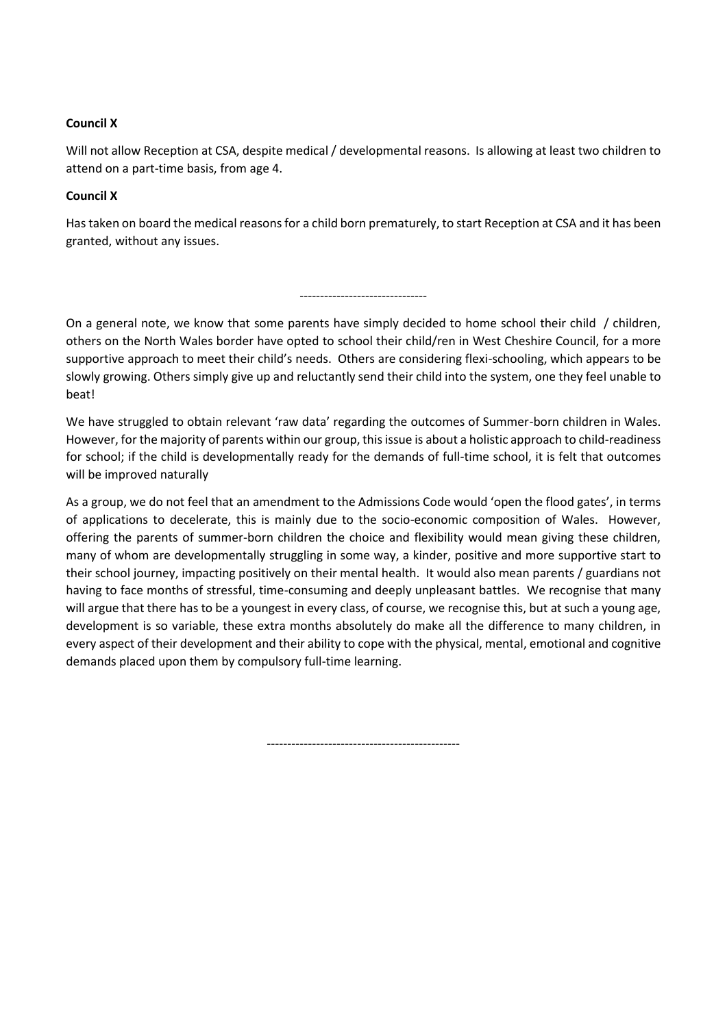**Council X**

Will not allow Reception at CSA, despite medical / developmental reasons. Is allowing at least two children to attend on a part-time basis, from age 4.

**Council X**

Has taken on board the medical reasons for a child born prematurely, to start Reception at CSA and it has been granted, without any issues.

-------------------------------

On a general note, we know that some parents have simply decided to home school their child / children, others on the North Wales border have opted to school their child/ren in West Cheshire Council, for a more supportive approach to meet their child's needs. Others are considering flexi-schooling, which appears to be slowly growing. Others simply give up and reluctantly send their child into the system, one they feel unable to beat!

We have struggled to obtain relevant 'raw data' regarding the outcomes of Summer-born children in Wales. However, for the majority of parents within our group, this issue is about a holistic approach to child-readiness for school; if the child is developmentally ready for the demands of full-time school, it is felt that outcomes will be improved naturally

As a group, we do not feel that an amendment to the Admissions Code would 'open the flood gates', in terms of applications to decelerate, this is mainly due to the socio-economic composition of Wales. However, offering the parents of summer-born children the choice and flexibility would mean giving these children, many of whom are developmentally struggling in some way, a kinder, positive and more supportive start to their school journey, impacting positively on their mental health. It would also mean parents / guardians not having to face months of stressful, time-consuming and deeply unpleasant battles. We recognise that many will argue that there has to be a youngest in every class, of course, we recognise this, but at such a young age, development is so variable, these extra months absolutely do make all the difference to many children, in every aspect of their development and their ability to cope with the physical, mental, emotional and cognitive demands placed upon them by compulsory full-time learning.

-----------------------------------------------